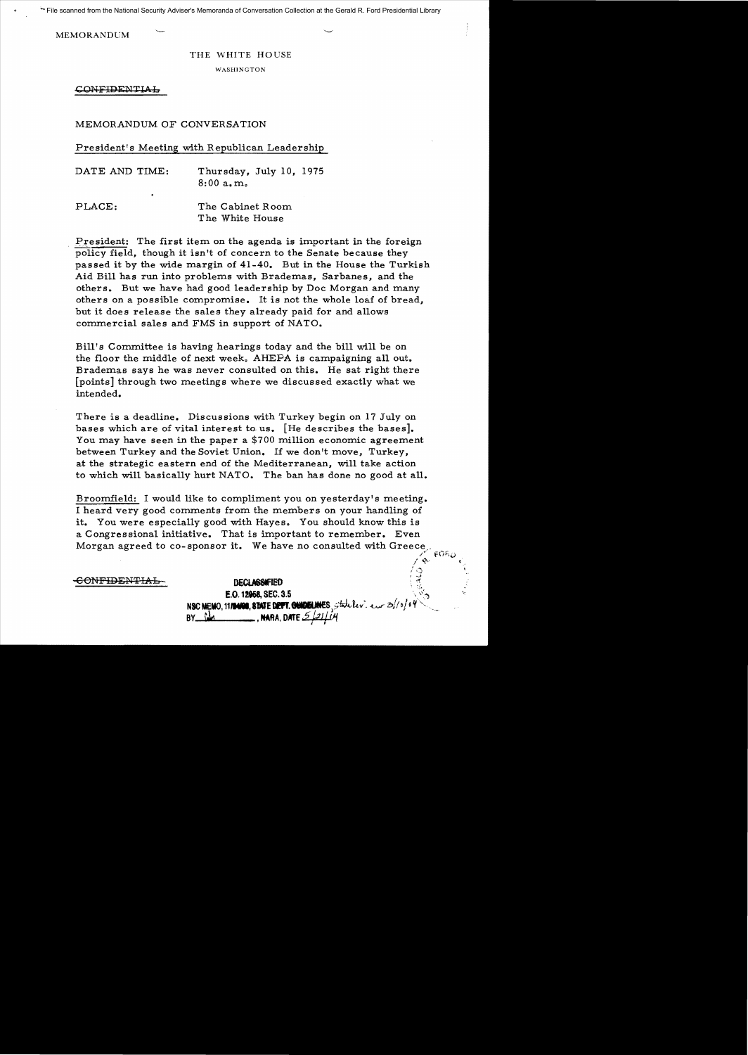File scanned from the National Security Adviser's Memoranda of Conversation Collection at the Gerald R. Ford Presidential Library

MEMORANDUM

THE WHITE HOUSE

WASHINGTON

~~CONFIDENTIAL~~

MEMORANDUM OF CONVERSATION

President's Meeting with Republican Leadership

DATE AND TIME: Thursday, July 10, 1975
8:00 a.m.

PLACE: The Cabinet Room
The White House

President: The first item on the agenda is important in the foreign policy field, though it isn't of concern to the Senate because they passed it by the wide margin of 41-40. But in the House the Turkish Aid Bill has run into problems with Brademas, Sarbanes, and the others. But we have had good leadership by Doc Morgan and many others on a possible compromise. It is not the whole loaf of bread, but it does release the sales they already paid for and allows commercial sales and FMS in support of NATO.

Bill's Committee is having hearings today and the bill will be on the floor the middle of next week. AHEPA is campaigning all out. Brademas says he was never consulted on this. He sat right there [points] through two meetings where we discussed exactly what we intended.

There is a deadline. Discussions with Turkey begin on 17 July on bases which are of vital interest to us. [He describes the bases]. You may have seen in the paper a $700 million economic agreement between Turkey and the Soviet Union. If we don't move, Turkey, at the strategic eastern end of the Mediterranean, will take action to which will basically hurt NATO. The ban has done no good at all.

Broomfield: I would like to compliment you on yesterday's meeting. I heard very good comments from the members on your handling of it. You were especially good with Hayes. You should know this is a Congressional initiative. That is important to remember. Even Morgan agreed to co-sponsor it. We have no consulted with Greece.

~~CONFIDENTIAL~~

DECLASSIFIED
E.O. 12958, SEC. 3.5
NSC MEMO, 11/24/98, STATE DEPT. GUIDELINES, state rev. 3/10/04
BY ___, NARA, DATE 5/21/04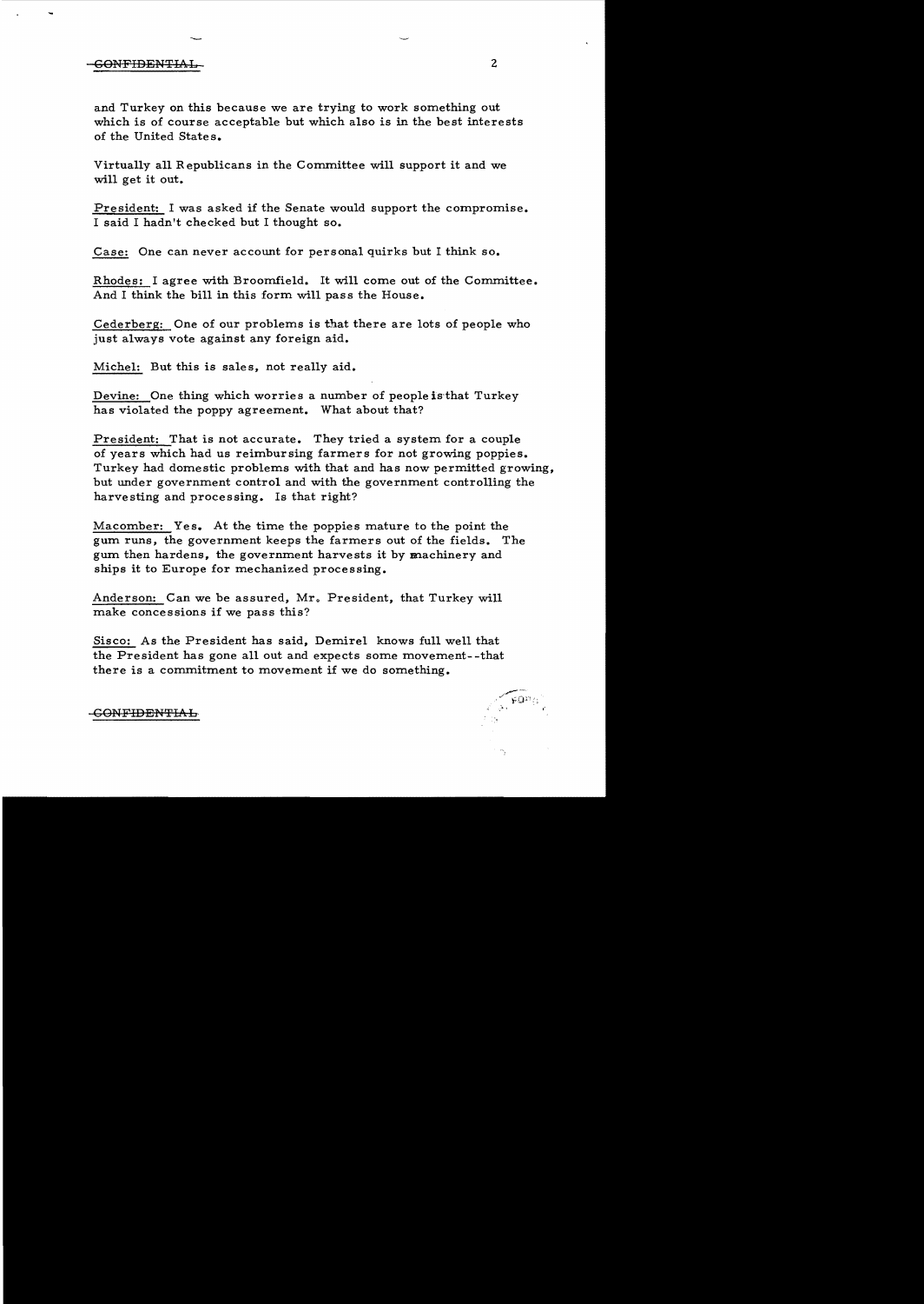CONFIDENTIAL

and Turkey on this because we are trying to work something out which is of course acceptable but which also is in the best interests of the United States.

Virtually all Republicans in the Committee will support it and we will get it out.

President: I was asked if the Senate would support the compromise. I said I hadn't checked but I thought so.

Case: One can never account for personal quirks but I think so.

Rhodes: I agree with Broomfield. It will come out of the Committee. And I think the bill in this form will pass the House.

Cederberg: One of our problems is that there are lots of people who just always vote against any foreign aid.

Michel: But this is sales, not really aid.

Devine: One thing which worries a number of people is that Turkey has violated the poppy agreement. What about that?

President: That is not accurate. They tried a system for a couple of years which had us reimbursing farmers for not growing poppies. Turkey had domestic problems with that and has now permitted growing, but under government control and with the government controlling the harvesting and processing. Is that right?

Macomber: Yes. At the time the poppies mature to the point the gum runs, the government keeps the farmers out of the fields. The gum then hardens, the government harvests it by machinery and ships it to Europe for mechanized processing.

Anderson: Can we be assured, Mr. President, that Turkey will make concessions if we pass this?

Sisco: As the President has said, Demirel knows full well that the President has gone all out and expects some movement--that there is a commitment to movement if we do something.

CONFIDENTIAL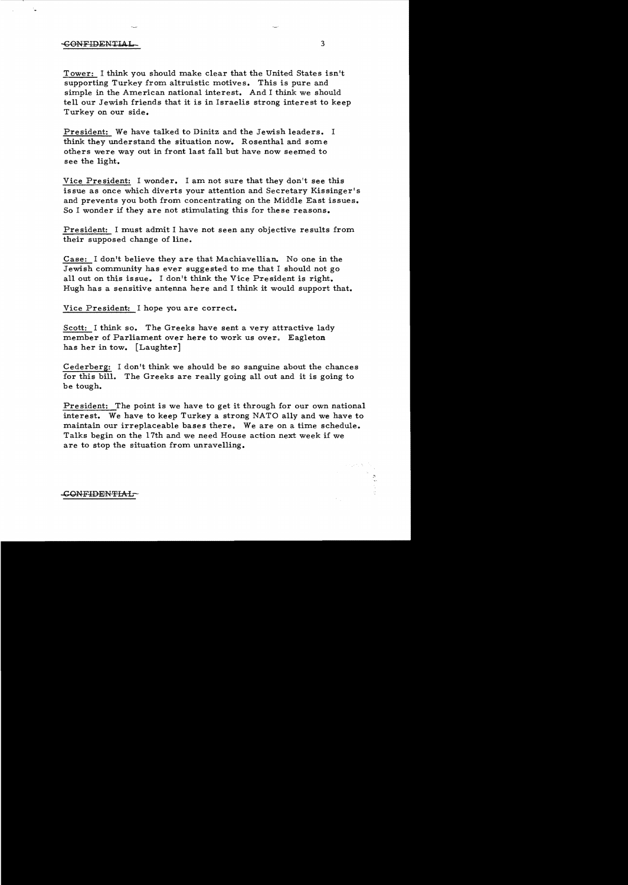Tower: I think you should make clear that the United States isn't supporting Turkey from altruistic motives. This is pure and simple in the American national interest. And I think we should tell our Jewish friends that it is in Israelis strong interest to keep Turkey on our side.

President: We have talked to Dinitz and the Jewish leaders. I think they understand the situation now. Rosenthal and some others were way out in front last fall but have now seemed to see the light.

Vice President: I wonder. I am not sure that they don't see this issue as once which diverts your attention and Secretary Kissinger's and prevents you both from concentrating on the Middle East issues. So I wonder if they are not stimulating this for these reasons.

President: I must admit I have not seen any objective results from their supposed change of line.

Case: I don't believe they are that Machiavellian. No one in the Jewish community has ever suggested to me that I should not go all out on this issue. I don't think the Vice President is right. Hugh has a sensitive antenna here and I think it would support that.

Vice President: I hope you are correct.

Scott: I think so. The Greeks have sent a very attractive lady member of Parliament over here to work us over. Eagleton has her in tow. [Laughter]

Cederberg: I don't think we should be so sanguine about the chances for this bill. The Greeks are really going all out and it is going to be tough.

President: The point is we have to get it through for our own national interest. We have to keep Turkey a strong NATO ally and we have to maintain our irreplaceable bases there. We are on a time schedule. Talks begin on the 17th and we need House action next week if we are to stop the situation from unravelling.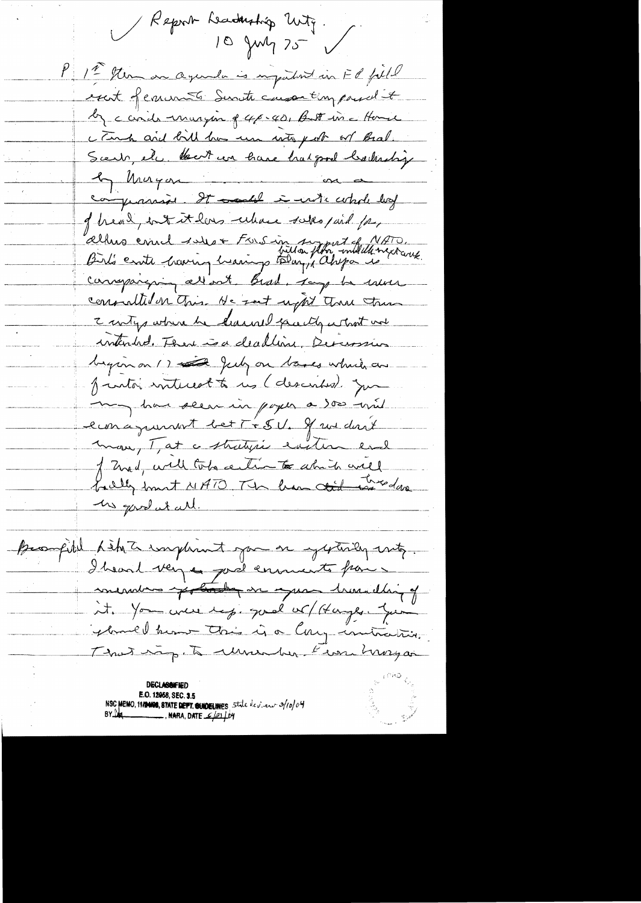Report Leadership Mtg.
10 July 75

P 1st item on agenda is important in FP field – cut of ammunition. Senate cooperation passed it by a wide margin of 4? 40. But in the House the Turk aid bill has run into part of Brad. Scarb, etc. What we have had good leadership by Morgan on a compromise. It would be not the whole loaf of bread, but it does allow sales/aid for, allows commercial sales + FMS in support of NATO. Brd's entire having hearings today, Ahepa is billion flash inside next week campaigning all out. Brad. says he never consulted on this. He sent up the three time 2 mtgs where he discussed exactly what we intended. There is a deadline. Discussion begin on 17 July on bases which are of vital interest to us (described). You may have seen in paper a 500 mil economic agreement bet T + SU. If we don't move, T, at a strategic eastern end of Med, will take action which will badly hurt NATO. The ban did not – has done no good at all.

Broomfield Like to compliment you on yesterday mtg. I heard very good comments from members on your handling of it. You were esp. good w/ Hayes. You should know this is a Cong initiative. That resp. to remember. Even Morgan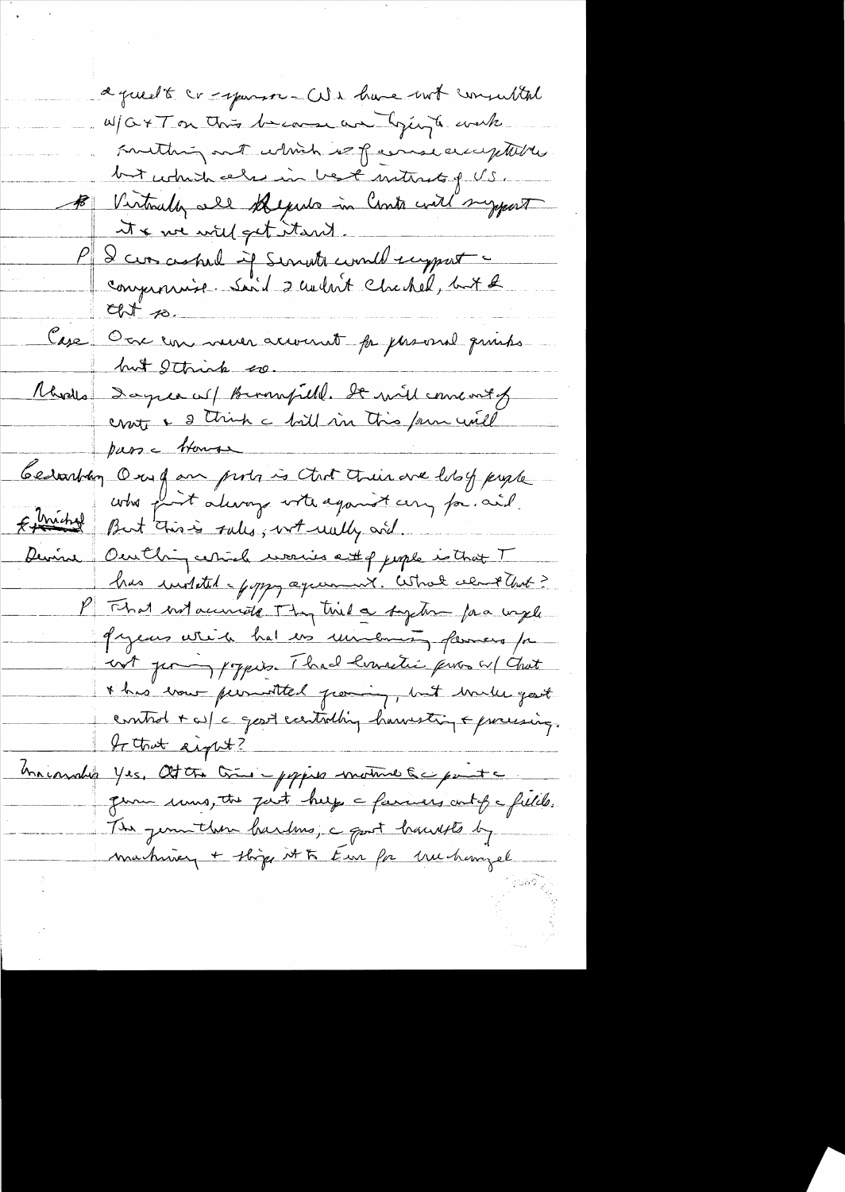a quality co-sponsor – We have not consulted w/ G+T on this because we're trying to work something out which is of course acceptable but which also in best interest of US.

B Virtually all Repubs in Cmte will support it & we will get it out.

P I was asked if Senate would support a compromise. Said I didn't check, but I th't so.

Case One can never account for personal quirks but I think so.

Rhodes I agree w/ Broomfield. It will come out of cmte & I think a bill in this form will pass the House

Cederberg One of our probs is that there are lots of people who just always vote against any for. aid.
Michel But this is sales, not really aid.

Devine One thing which worries a # of people is that T has violated a poppy agreement. What about that?

P That not accurate. They tried a system for a couple of years which had us reimbursing farmers for not growing poppies. That caused probs w/ that & has now permitted growing, but under govt control & w/ the govt controlling harvesting & processing. Is that right?

Inaccurate Yes. At the time the poppies mature the point the gum runs, the govt helps the farmers out of the fields. The gum then hardens, the govt harvests by machinery & ships it to Eur for unchanged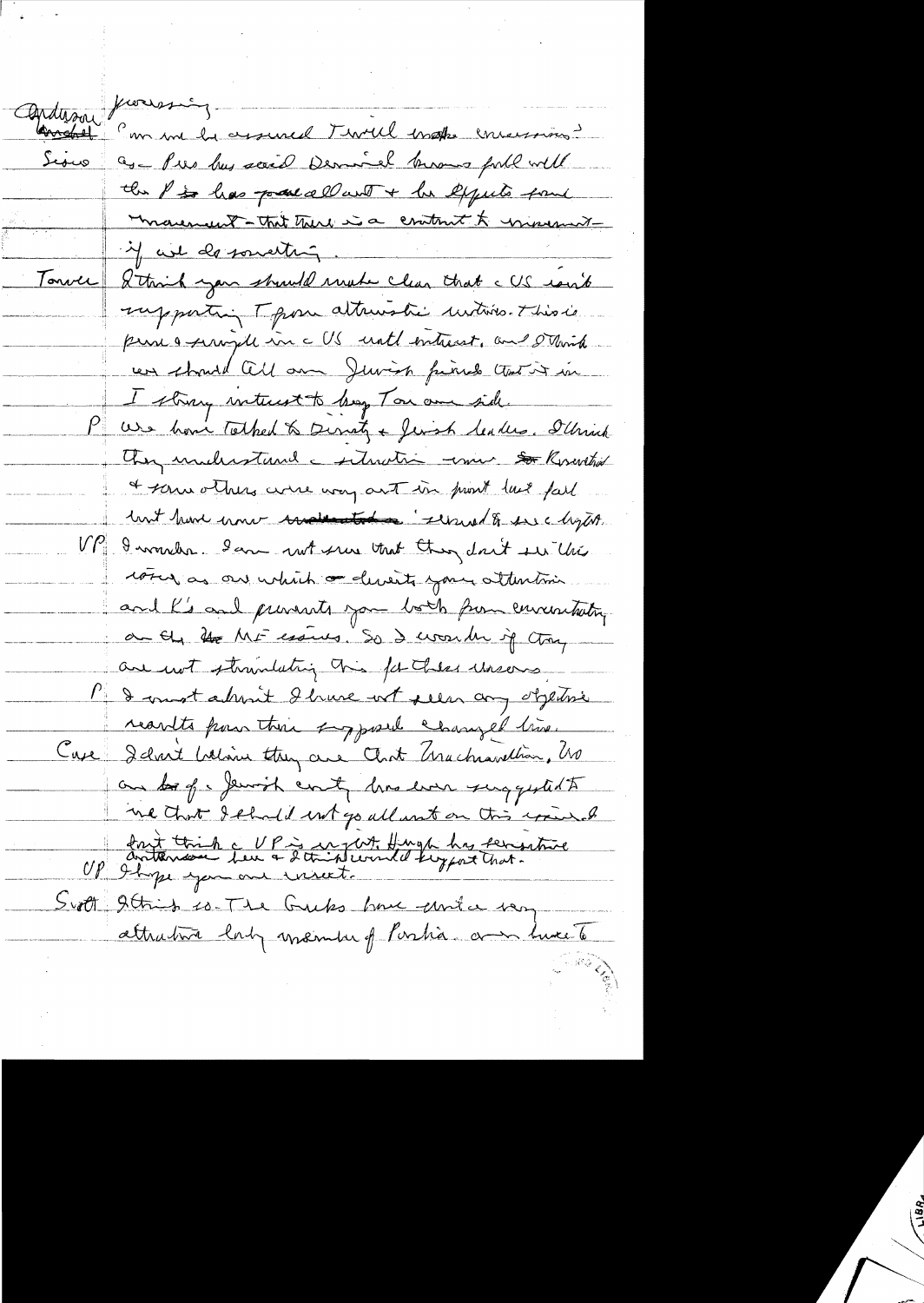Anderson pressing.

~~Anderson~~ Can we be assured I will make missions?

Sisco As Pres has said Dennis + Israel knows full well the P has power all out + his efforts press movement — that there is a contract to movement — if we do something.

Tower I think you should make clear that the US isn't supporting I[srael] from altruistic motives. This is pure + simple in the US natl interest, and I think we should tell our Jewish friends that it is in I strong interest to keep Tow on our side.

P We have talked to Dinitz + Jewish leaders. I think they understand the situation now. ~~So~~ Rosenthal + some others were way out in front last fall but have now ~~understood~~ seemed to see the light.

VP I wonder. I am not sure that they don't see this issue as one which diverts your attention and K's and prevents you both from concentrating on the ~~the~~ ME issues. So I wonder if they are not stimulating this for these reasons.

P I must admit I have not seen any objective results from their supposed changed line.

Case I don't believe they are that Machiavellian. No one ~~bar~~ of the Jewish community has ever suggested to me that I should not go all out on this issue. I don't think the VP is right, though his sensitive antennae see + I think we could support that.

VP I hope you are correct.

Scott I think so. The Greeks have written a very attractive lady member of Parlia. on me ~~have~~ to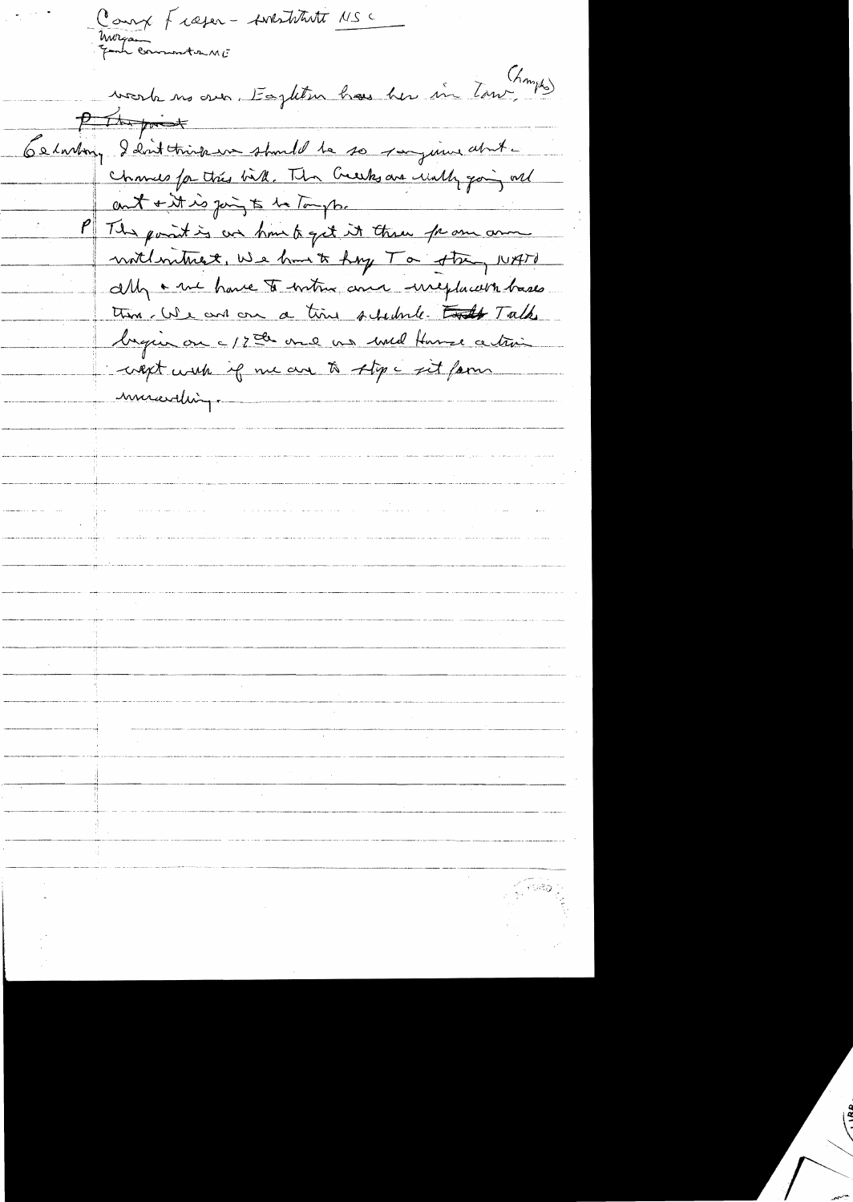Congr Fraser - substitute NSC
Morgan
[illegible] comments ME

work no over. Eagleton has her in Tow (Humphs)

~~P The point~~

Scholarly I don't think we should be so sanguine about chances for this bill. The Greeks are really going all out + it is going to be tough.

P The point is we have to get it thru for our own national interest. We have to keep T as strong NATO ally + we have to retain our irreplaceable bases there. We are on a time schedule. ~~Turks~~ Talks begin on c/15th and we need House action next week if we are to stop it from unraveling.